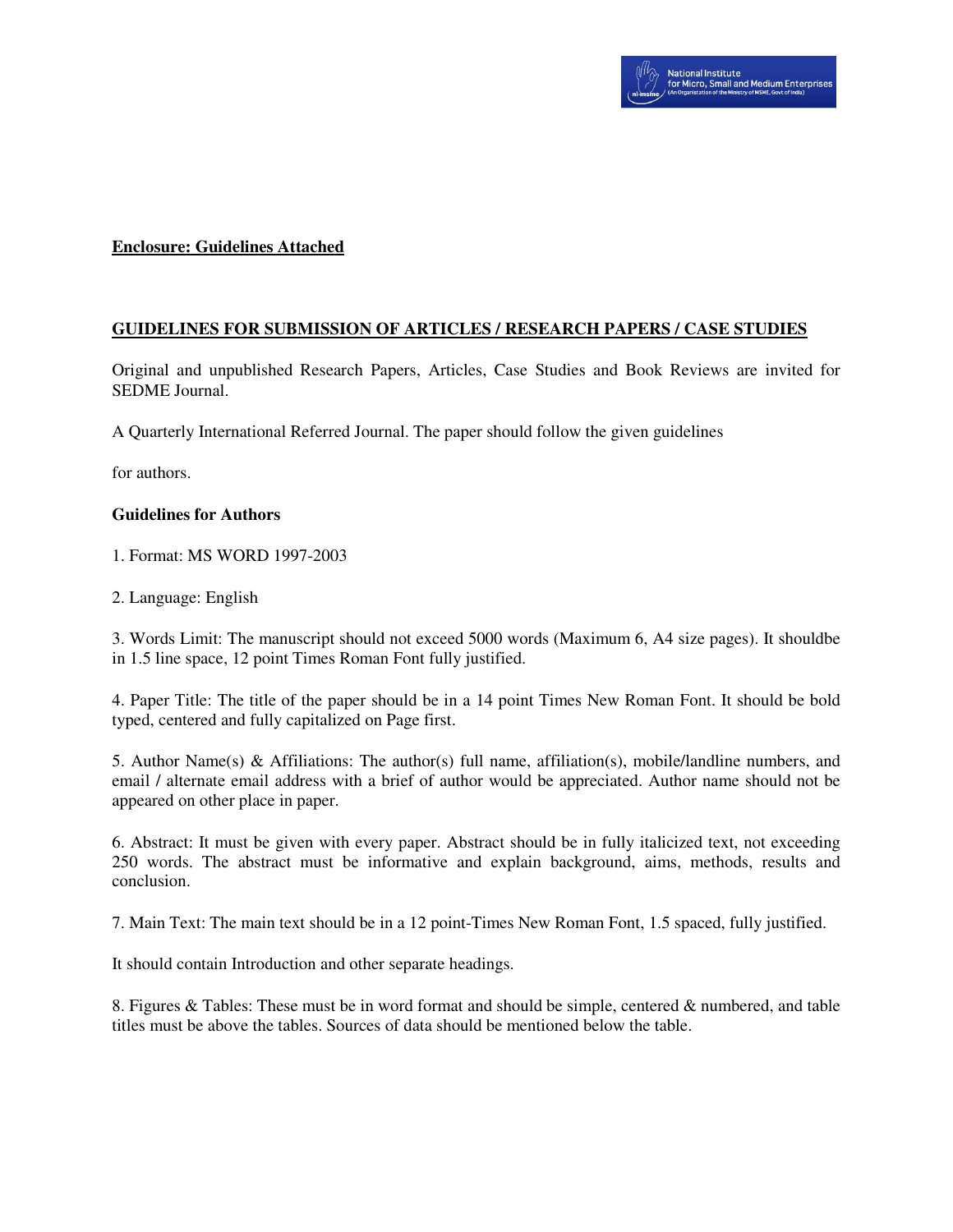**Enclosure: Guidelines Attached**

## GUIDELINES FOR SUBMISSION OF ARTICLES / RESEARCH PAPERS / CASE STUDIES

Original and unpublished Research Papers, Articles, Case Studies and Book Reviews are invited for SEDME Journal.

A Quarterly International Referred Journal. The paper should follow the given guidelines

for authors.

**Guidelines for Authors**

1. Format: MS WORD 1997-2003

2. Language: English

3. Words Limit: The manuscript should not exceed 5000 words (Maximum 6, A4 size pages). It shouldbe in 1.5 line space, 12 point Times Roman Font fully justified.

4. Paper Title: The title of the paper should be in a 14 point Times New Roman Font. It should be bold typed, centered and fully capitalized on Page first.

5. Author Name(s) & Affiliations: The author(s) full name, affiliation(s), mobile/landline numbers, and email / alternate email address with a brief of author would be appreciated. Author name should not be appeared on other place in paper.

6. Abstract: It must be given with every paper. Abstract should be in fully italicized text, not exceeding 250 words. The abstract must be informative and explain background, aims, methods, results and conclusion.

7. Main Text: The main text should be in a 12 point-Times New Roman Font, 1.5 spaced, fully justified.

It should contain Introduction and other separate headings.

8. Figures & Tables: These must be in word format and should be simple, centered & numbered, and table titles must be above the tables. Sources of data should be mentioned below the table.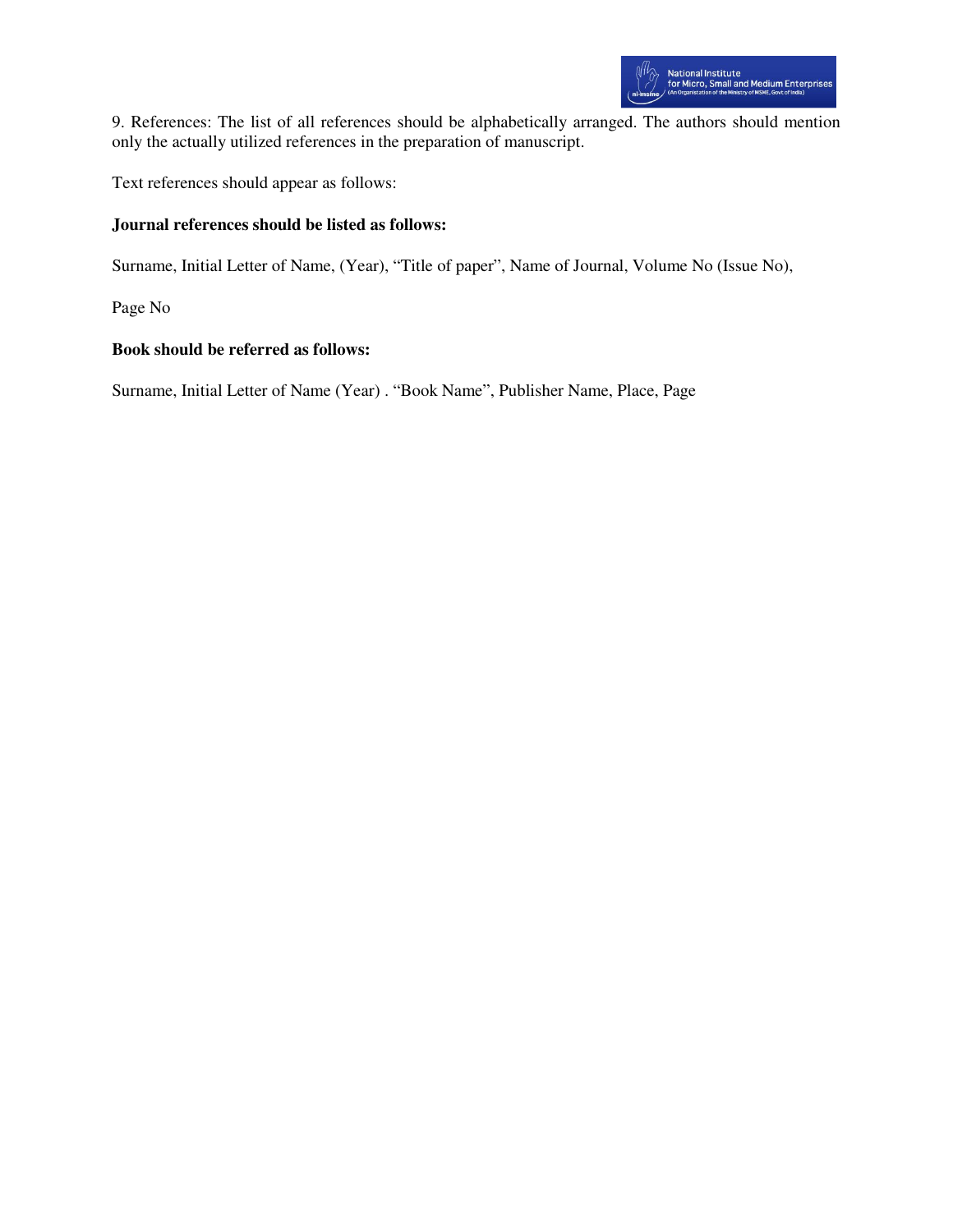9. References: The list of all references should be alphabetically arranged. The authors should mention only the actually utilized references in the preparation of manuscript.

Text references should appear as follows:

**Journal references should be listed as follows:**

Surname, Initial Letter of Name, (Year), “Title of paper”, Name of Journal, Volume No (Issue No),

Page No

**Book should be referred as follows:**

Surname, Initial Letter of Name (Year) . “Book Name”, Publisher Name, Place, Page